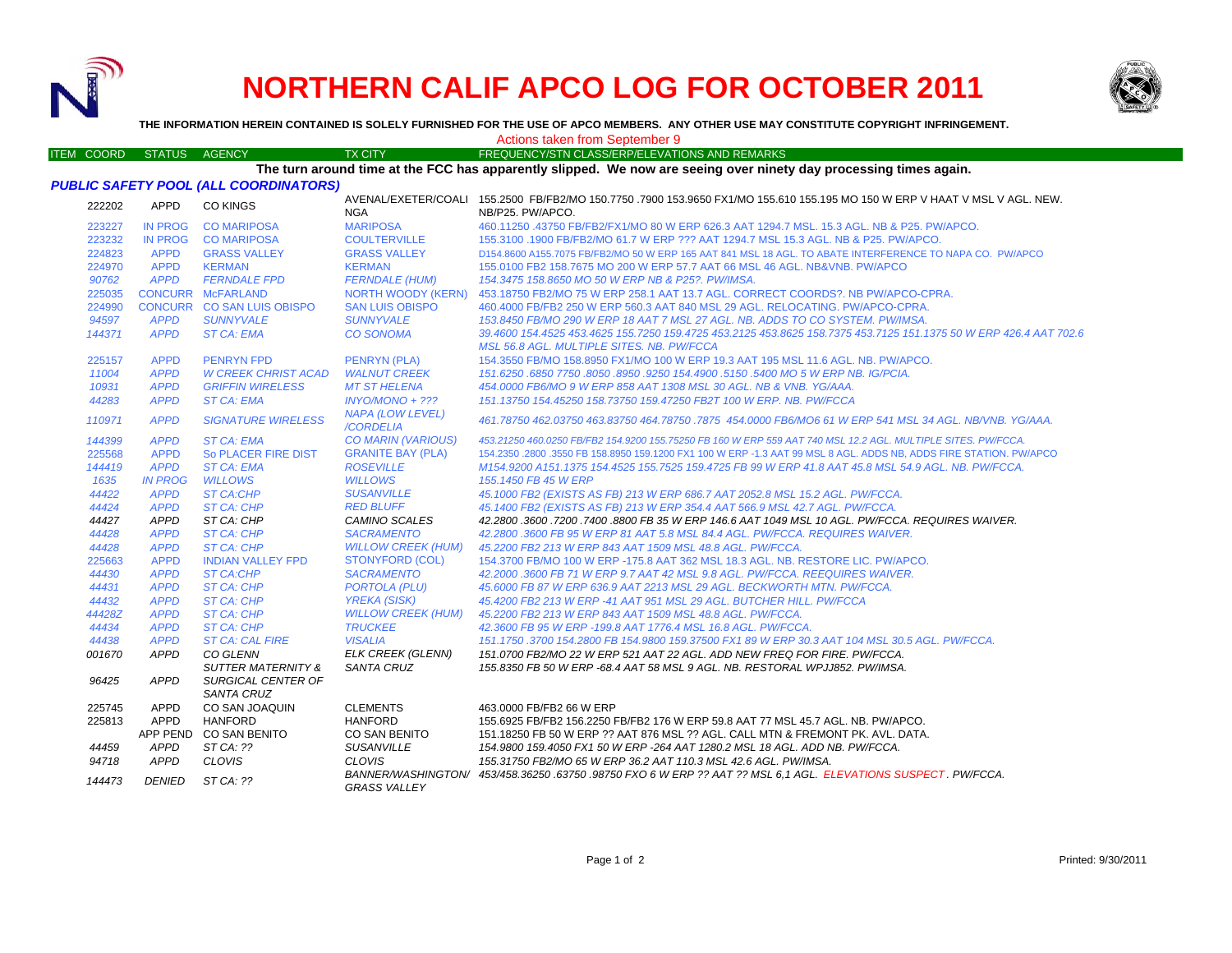# NORTHERN CALIF APCO LOG FOR OCTOBER 2011

**THE INFORMATION HEREIN CONTAINED IS SOLELY FURNISHED FOR THE USE OF APCO MEMBERS. ANY OTHER USE MAY CONSTITUTE COPYRIGHT INFRINGEMENT.**

Actions taken from September 9

| ITEM COORD | STATUS | AGENCY | TX CITY | FREQUENCY/STN CLASS/ERP/ELEVATIONS AND REMARKS |
|---|---|---|---|---|

**The turn around time at the FCC has apparently slipped. We now are seeing over ninety day processing times again.**

### *PUBLIC SAFETY POOL (ALL COORDINATORS)*

| ITEM COORD | STATUS | AGENCY | TX CITY | FREQUENCY/STN CLASS/ERP/ELEVATIONS AND REMARKS |
|---|---|---|---|---|
| 222202 | APPD | CO KINGS | AVENAL/EXETER/COALINGA | 155.2500 FB/FB2/MO 150.7750 .7900 153.9650 FX1/MO 155.610 155.195 MO 150 W ERP V HAAT V MSL V AGL. NEW. NB/P25. PW/APCO. |
| 223227 | IN PROG | CO MARIPOSA | MARIPOSA | 460.11250 .43750 FB/FB2/FX1/MO 80 W ERP 626.3 AAT 1294.7 MSL. 15.3 AGL. NB & P25. PW/APCO. |
| 223232 | IN PROG | CO MARIPOSA | COULTERVILLE | 155.3100 .1900 FB/FB2/MO 61.7 W ERP ??? AAT 1294.7 MSL 15.3 AGL. NB & P25. PW/APCO. |
| 224823 | APPD | GRASS VALLEY | GRASS VALLEY | D154.8600 A155.7075 FB/FB2/MO 50 W ERP 165 AAT 841 MSL 18 AGL. TO ABATE INTERFERENCE TO NAPA CO. PW/APCO |
| 224970 | APPD | KERMAN | KERMAN | 155.0100 FB2 158.7675 MO 200 W ERP 57.7 AAT 66 MSL 46 AGL. NB&VNB. PW/APCO |
| *90762* | *APPD* | *FERNDALE FPD* | *FERNDALE (HUM)* | *154.3475 158.8650 MO 50 W ERP NB & P25?. PW/IMSA.* |
| 225035 | CONCURR | McFARLAND | NORTH WOODY (KERN) | 453.18750 FB2/MO 75 W ERP 258.1 AAT 13.7 AGL. CORRECT COORDS?. NB PW/APCO-CPRA. |
| 224990 | CONCURR | CO SAN LUIS OBISPO | SAN LUIS OBISPO | 460.4000 FB/FB2 250 W ERP 560.3 AAT 840 MSL 29 AGL. RELOCATING. PW/APCO-CPRA. |
| *94597* | *APPD* | *SUNNYVALE* | *SUNNYVALE* | *153.8450 FB/MO 290 W ERP 18 AAT 7 MSL 27 AGL. NB. ADDS TO CO SYSTEM. PW/IMSA.* |
| *144371* | *APPD* | *ST CA: EMA* | *CO SONOMA* | *39.4600 154.4525 453.4625 155.7250 159.4725 453.2125 453.8625 158.7375 453.7125 151.1375 50 W ERP 426.4 AAT 702.6 MSL 56.8 AGL. MULTIPLE SITES. NB. PW/FCCA* |
| 225157 | APPD | PENRYN FPD | PENRYN (PLA) | 154.3550 FB/MO 158.8950 FX1/MO 100 W ERP 19.3 AAT 195 MSL 11.6 AGL. NB. PW/APCO. |
| *11004* | *APPD* | *W CREEK CHRIST ACAD* | *WALNUT CREEK* | *151.6250 .6850 7750 .8050 .8950 .9250 154.4900 .5150 .5400 MO 5 W ERP NB. IG/PCIA.* |
| *10931* | *APPD* | *GRIFFIN WIRELESS* | *MT ST HELENA* | *454.0000 FB6/MO 9 W ERP 858 AAT 1308 MSL 30 AGL. NB & VNB. YG/AAA.* |
| *44283* | *APPD* | *ST CA: EMA* | *INYO/MONO + ???* | *151.13750 154.45250 158.73750 159.47250 FB2T 100 W ERP. NB. PW/FCCA* |
| *110971* | *APPD* | *SIGNATURE WIRELESS* | *NAPA (LOW LEVEL) /CORDELIA* | *461.78750 462.03750 463.83750 464.78750 .7875 454.0000 FB6/MO6 61 W ERP 541 MSL 34 AGL. NB/VNB. YG/AAA.* |
| *144399* | *APPD* | *ST CA: EMA* | *CO MARIN (VARIOUS)* | *453.21250 460.0250 FB/FB2 154.9200 155.75250 FB 160 W ERP 559 AAT 740 MSL 12.2 AGL. MULTIPLE SITES. PW/FCCA.* |
| 225568 | APPD | So PLACER FIRE DIST | GRANITE BAY (PLA) | 154.2350 .2800 .3550 FB 158.8950 159.1200 FX1 100 W ERP -1.3 AAT 99 MSL 8 AGL. ADDS NB, ADDS FIRE STATION. PW/APCO |
| *144419* | *APPD* | *ST CA: EMA* | *ROSEVILLE* | *M154.9200 A151.1375 154.4525 155.7525 159.4725 FB 99 W ERP 41.8 AAT 45.8 MSL 54.9 AGL. NB. PW/FCCA.* |
| *1635* | *IN PROG* | *WILLOWS* | *WILLOWS* | *155.1450 FB 45 W ERP* |
| *44422* | *APPD* | *ST CA:CHP* | *SUSANVILLE* | *45.1000 FB2 (EXISTS AS FB) 213 W ERP 686.7 AAT 2052.8 MSL 15.2 AGL. PW/FCCA.* |
| *44424* | *APPD* | *ST CA: CHP* | *RED BLUFF* | *45.1400 FB2 (EXISTS AS FB) 213 W ERP 354.4 AAT 566.9 MSL 42.7 AGL. PW/FCCA.* |
| *44427* | *APPD* | *ST CA: CHP* | *CAMINO SCALES* | *42.2800 .3600 .7200 .7400 .8800 FB 35 W ERP 146.6 AAT 1049 MSL 10 AGL. PW/FCCA. REQUIRES WAIVER.* |
| *44428* | *APPD* | *ST CA: CHP* | *SACRAMENTO* | *42.2800 .3600 FB 95 W ERP 81 AAT 5.8 MSL 84.4 AGL. PW/FCCA. REQUIRES WAIVER.* |
| *44428* | *APPD* | *ST CA: CHP* | *WILLOW CREEK (HUM)* | *45.2200 FB2 213 W ERP 843 AAT 1509 MSL 48.8 AGL. PW/FCCA.* |
| 225663 | APPD | INDIAN VALLEY FPD | STONYFORD (COL) | 154.3700 FB/MO 100 W ERP -175.8 AAT 362 MSL 18.3 AGL. NB. RESTORE LIC. PW/APCO. |
| *44430* | *APPD* | *ST CA:CHP* | *SACRAMENTO* | *42.2000 .3600 FB 71 W ERP 9.7 AAT 42 MSL 9.8 AGL. PW/FCCA. REEQUIRES WAIVER.* |
| *44431* | *APPD* | *ST CA: CHP* | *PORTOLA (PLU)* | *45.6000 FB 87 W ERP 636.9 AAT 2213 MSL 29 AGL. BECKWORTH MTN. PW/FCCA.* |
| *44432* | *APPD* | *ST CA: CHP* | *YREKA (SISK)* | *45.4200 FB2 213 W ERP -41 AAT 951 MSL 29 AGL. BUTCHER HILL. PW/FCCA* |
| *44428Z* | *APPD* | *ST CA: CHP* | *WILLOW CREEK (HUM)* | *45.2200 FB2 213 W ERP 843 AAT 1509 MSL 48.8 AGL. PW/FCCA.* |
| *44434* | *APPD* | *ST CA: CHP* | *TRUCKEE* | *42.3600 FB 95 W ERP -199.8 AAT 1776.4 MSL 16.8 AGL. PW/FCCA.* |
| *44438* | *APPD* | *ST CA: CAL FIRE* | *VISALIA* | *151.1750 .3700 154.2800 FB 154.9800 159.37500 FX1 89 W ERP 30.3 AAT 104 MSL 30.5 AGL. PW/FCCA.* |
| *001670* | *APPD* | *CO GLENN* | *ELK CREEK (GLENN)* | *151.0700 FB2/MO 22 W ERP 521 AAT 22 AGL. ADD NEW FREQ FOR FIRE. PW/FCCA.* |
| *96425* | *APPD* | *SUTTER MATERNITY & SURGICAL CENTER OF SANTA CRUZ* | *SANTA CRUZ* | *155.8350 FB 50 W ERP -68.4 AAT 58 MSL 9 AGL. NB. RESTORAL WPJJ852. PW/IMSA.* |
| 225745 | APPD | CO SAN JOAQUIN | CLEMENTS | 463.0000 FB/FB2 66 W ERP |
| 225813 | APPD | HANFORD | HANFORD | 155.6925 FB/FB2 156.2250 FB/FB2 176 W ERP 59.8 AAT 77 MSL 45.7 AGL. NB. PW/APCO. |
| | APP PEND | CO SAN BENITO | CO SAN BENITO | 151.18250 FB 50 W ERP ?? AAT 876 MSL ?? AGL. CALL MTN & FREMONT PK. AVL. DATA. |
| *44459* | *APPD* | *ST CA: ??* | *SUSANVILLE* | *154.9800 159.4050 FX1 50 W ERP -264 AAT 1280.2 MSL 18 AGL. ADD NB. PW/FCCA.* |
| *94718* | *APPD* | *CLOVIS* | *CLOVIS* | *155.31750 FB2/MO 65 W ERP 36.2 AAT 110.3 MSL 42.6 AGL. PW/IMSA.* |
| *144473* | *DENIED* | *ST CA: ??* | *BANNER/WASHINGTON/ GRASS VALLEY* | *453/458.36250 .63750 .98750 FXO 6 W ERP ?? AAT ?? MSL 6,1 AGL. ELEVATIONS SUSPECT. PW/FCCA.* |

Printed: 9/30/2011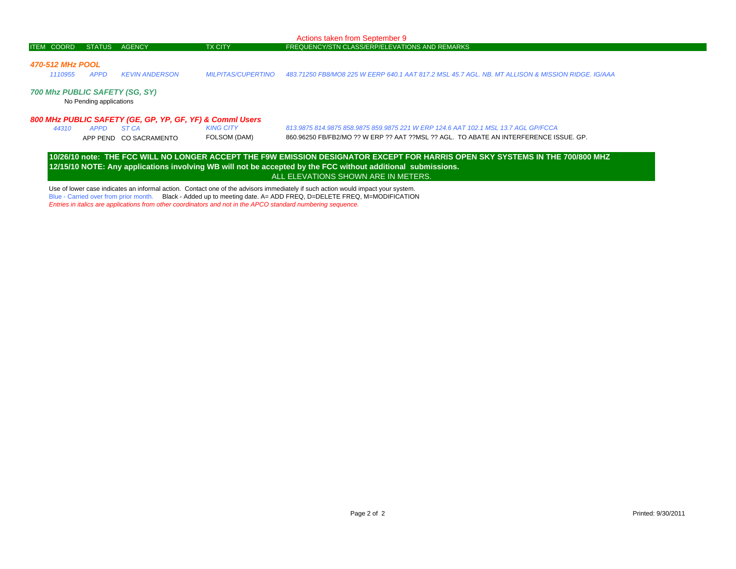Actions taken from September 9

| ITEM | COORD | STATUS | AGENCY | TX CITY | FREQUENCY/STN CLASS/ERP/ELEVATIONS AND REMARKS |
|---|---|---|---|---|---|
| ***470-512 MHz POOL*** | | | | | |
| | *1110955* | *APPD* | *KEVIN ANDERSON* | *MILPITAS/CUPERTINO* | *483.71250 FB8/MO8 225 W EERP 640.1 AAT 817.2 MSL 45.7 AGL. NB. MT ALLISON & MISSION RIDGE. IG/AAA* |
| ***700 Mhz PUBLIC SAFETY (SG, SY)*** | | | | | |
| No Pending applications | | | | | |
| ***800 MHz PUBLIC SAFETY (GE, GP, YP, GF, YF) & Comml Users*** | | | | | |
| | *44310* | *APPD* | *ST CA* | *KING CITY* | *813.9875 814.9875 858.9875 859.9875 221 W ERP 124.6 AAT 102.1 MSL 13.7 AGL GP/FCCA* |
| | | APP PEND | CO SACRAMENTO | FOLSOM (DAM) | 860.96250 FB/FB2/MO ?? W ERP ?? AAT ??MSL ?? AGL. TO ABATE AN INTERFERENCE ISSUE. GP. |

**10/26/10 note: THE FCC WILL NO LONGER ACCEPT THE F9W EMISSION DESIGNATOR EXCEPT FOR HARRIS OPEN SKY SYSTEMS IN THE 700/800 MHZ**

**12/15/10 NOTE: Any applications involving WB will not be accepted by the FCC without additional submissions.**

ALL ELEVATIONS SHOWN ARE IN METERS.

Use of lower case indicates an informal action. Contact one of the advisors immediately if such action would impact your system.

Blue - Carried over from prior month. Black - Added up to meeting date. A= ADD FREQ, D=DELETE FREQ, M=MODIFICATION

*Entries in italics are applications from other coordinators and not in the APCO standard numbering sequence.*

Printed: 9/30/2011